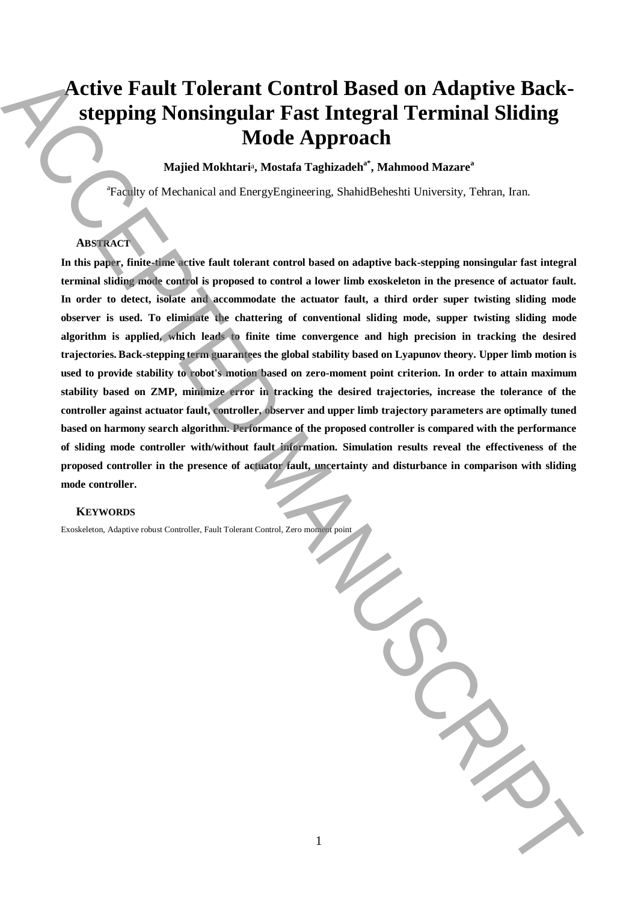# Active Fault Tolerant Control Based on Adaptive Back-stepping Nonsingular Fast Integral Terminal Sliding Mode Approach

**Majied Mokhtari[a], Mostafa Taghizadeh[a*], Mahmood Mazare[a]**

[a]Faculty of Mechanical and EnergyEngineering, ShahidBeheshti University, Tehran, Iran.

## ABSTRACT

**In this paper, finite-time active fault tolerant control based on adaptive back-stepping nonsingular fast integral terminal sliding mode control is proposed to control a lower limb exoskeleton in the presence of actuator fault. In order to detect, isolate and accommodate the actuator fault, a third order super twisting sliding mode observer is used. To eliminate the chattering of conventional sliding mode, supper twisting sliding mode algorithm is applied, which leads to finite time convergence and high precision in tracking the desired trajectories. Back-stepping term guarantees the global stability based on Lyapunov theory. Upper limb motion is used to provide stability to robot's motion based on zero-moment point criterion. In order to attain maximum stability based on ZMP, minimize error in tracking the desired trajectories, increase the tolerance of the controller against actuator fault, controller, observer and upper limb trajectory parameters are optimally tuned based on harmony search algorithm. Performance of the proposed controller is compared with the performance of sliding mode controller with/without fault information. Simulation results reveal the effectiveness of the proposed controller in the presence of actuator fault, uncertainty and disturbance in comparison with sliding mode controller.**

## KEYWORDS

Exoskeleton, Adaptive robust Controller, Fault Tolerant Control, Zero moment point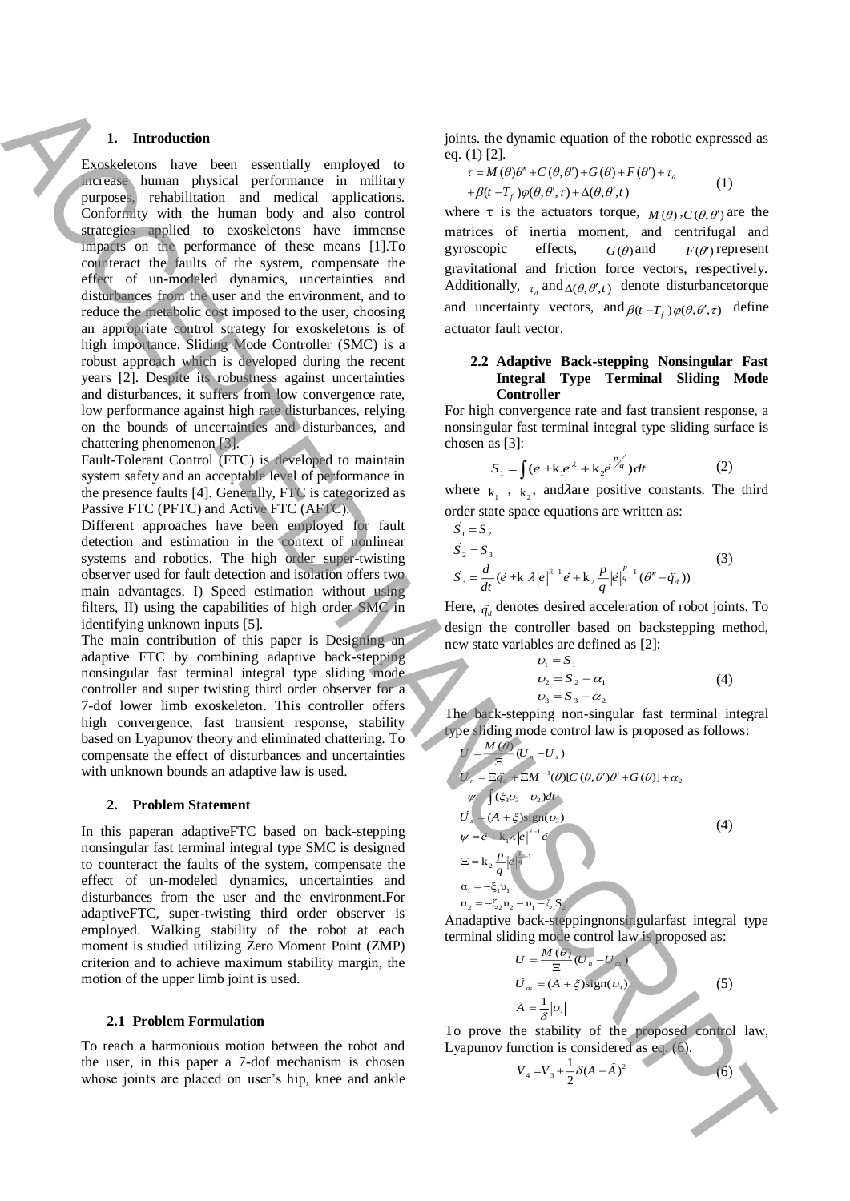## 1. Introduction

Exoskeletons have been essentially employed to increase human physical performance in military purposes, rehabilitation and medical applications. Conformity with the human body and also control strategies applied to exoskeletons have immense impacts on the performance of these means [1].To counteract the faults of the system, compensate the effect of un-modeled dynamics, uncertainties and disturbances from the user and the environment, and to reduce the metabolic cost imposed to the user, choosing an appropriate control strategy for exoskeletons is of high importance. Sliding Mode Controller (SMC) is a robust approach which is developed during the recent years [2]. Despite its robustness against uncertainties and disturbances, it suffers from low convergence rate, low performance against high rate disturbances, relying on the bounds of uncertainties and disturbances, and chattering phenomenon [3].

Fault-Tolerant Control (FTC) is developed to maintain system safety and an acceptable level of performance in the presence faults [4]. Generally, FTC is categorized as Passive FTC (PFTC) and Active FTC (AFTC).

Different approaches have been employed for fault detection and estimation in the context of nonlinear systems and robotics. The high order super-twisting observer used for fault detection and isolation offers two main advantages. I) Speed estimation without using filters, II) using the capabilities of high order SMC in identifying unknown inputs [5].

The main contribution of this paper is Designing an adaptive FTC by combining adaptive back-stepping nonsingular fast terminal integral type sliding mode controller and super twisting third order observer for a 7-dof lower limb exoskeleton. This controller offers high convergence, fast transient response, stability based on Lyapunov theory and eliminated chattering. To compensate the effect of disturbances and uncertainties with unknown bounds an adaptive law is used.

## 2. Problem Statement

In this paperan adaptiveFTC based on back-stepping nonsingular fast terminal integral type SMC is designed to counteract the faults of the system, compensate the effect of un-modeled dynamics, uncertainties and disturbances from the user and the environment.For adaptiveFTC, super-twisting third order observer is employed. Walking stability of the robot at each moment is studied utilizing Zero Moment Point (ZMP) criterion and to achieve maximum stability margin, the motion of the upper limb joint is used.

### 2.1 Problem Formulation

To reach a harmonious motion between the robot and the user, in this paper a 7-dof mechanism is chosen whose joints are placed on user's hip, knee and ankle joints. the dynamic equation of the robotic expressed as eq. (1) [2].

$$\tau = M(\theta)\theta'' + C(\theta,\theta') + G(\theta) + F(\theta') + \tau_d + \beta(t - T_f)\varphi(\theta,\theta',\tau) + \Delta(\theta,\theta',t) \quad (1)$$

where τ is the actuators torque, $M(\theta)$,$C(\theta,\theta')$ are the matrices of inertia moment, and centrifugal and gyroscopic effects, $G(\theta)$and $F(\theta')$represent gravitational and friction force vectors, respectively. Additionally, $\tau_d$ and$\Delta(\theta,\theta',t)$ denote disturbancetorque and uncertainty vectors, and$\beta(t - T_f)\varphi(\theta,\theta',\tau)$ define actuator fault vector.

### 2.2 Adaptive Back-stepping Nonsingular Fast Integral Type Terminal Sliding Mode Controller

For high convergence rate and fast transient response, a nonsingular fast terminal integral type sliding surface is chosen as [3]:

$$S_1 = \int (e + k_1 e^{\lambda} + k_2 \dot{e}^{p/q})dt \quad (2)$$

where $k_1$ , $k_2$, and$\lambda$are positive constants. The third order state space equations are written as:

$$\begin{aligned} \dot{S}_1 &= S_2 \\ \dot{S}_2 &= S_3 \\ \dot{S}_3 &= \frac{d}{dt}(\dot{e} + k_1\lambda |e|^{\lambda-1}\dot{e} + k_2 \frac{p}{q}|\dot{e}|^{\frac{p}{q}-1}(\theta'' - \ddot{q}_d)) \end{aligned} \quad (3)$$

Here, $\ddot{q}_d$ denotes desired acceleration of robot joints. To design the controller based on backstepping method, new state variables are defined as [2]:

$$\begin{aligned} \upsilon_1 &= S_1 \\ \upsilon_2 &= S_2 - \alpha_1 \\ \upsilon_3 &= S_3 - \alpha_2 \end{aligned} \quad (4)$$

The back-stepping non-singular fast terminal integral type sliding mode control law is proposed as follows:

$$\begin{aligned} U &= \frac{M(\theta)}{\Xi}(U_n - U_s) \\ U_n &= \Xi \ddot{q}_d + \Xi M^{-1}(\theta)[C(\theta,\theta')\theta' + G(\theta)] + \alpha_2 \\ &\quad -\psi - \int (\xi_3\upsilon_3 - \upsilon_2)dt \\ \dot{U}_s &= (A + \xi)\text{sign}(\upsilon_3) \\ \psi &= \dot{e} + k_1\lambda|e|^{\lambda-1}\dot{e} \\ \Xi &= k_2\frac{p}{q}|\dot{e}|^{\frac{p}{q}-1} \\ \alpha_1 &= -\xi_1\upsilon_1 \\ \alpha_2 &= -\xi_2\upsilon_2 - \upsilon_1 - \xi_1 S_2 \end{aligned} \quad (4)$$

Anadaptive back-steppingnonsingularfast integral type terminal sliding mode control law is proposed as:

$$\begin{aligned} U &= \frac{M(\theta)}{\Xi}(U_n - U_{as}) \\ \dot{U}_{as} &= (\hat{A} + \xi)\text{sign}(\upsilon_3) \\ \dot{\hat{A}} &= \frac{1}{\delta}|\upsilon_3| \end{aligned} \quad (5)$$

To prove the stability of the proposed control law, Lyapunov function is considered as eq. (6).

$$V_4 = V_3 + \frac{1}{2}\delta(A - \hat{A})^2 \quad (6)$$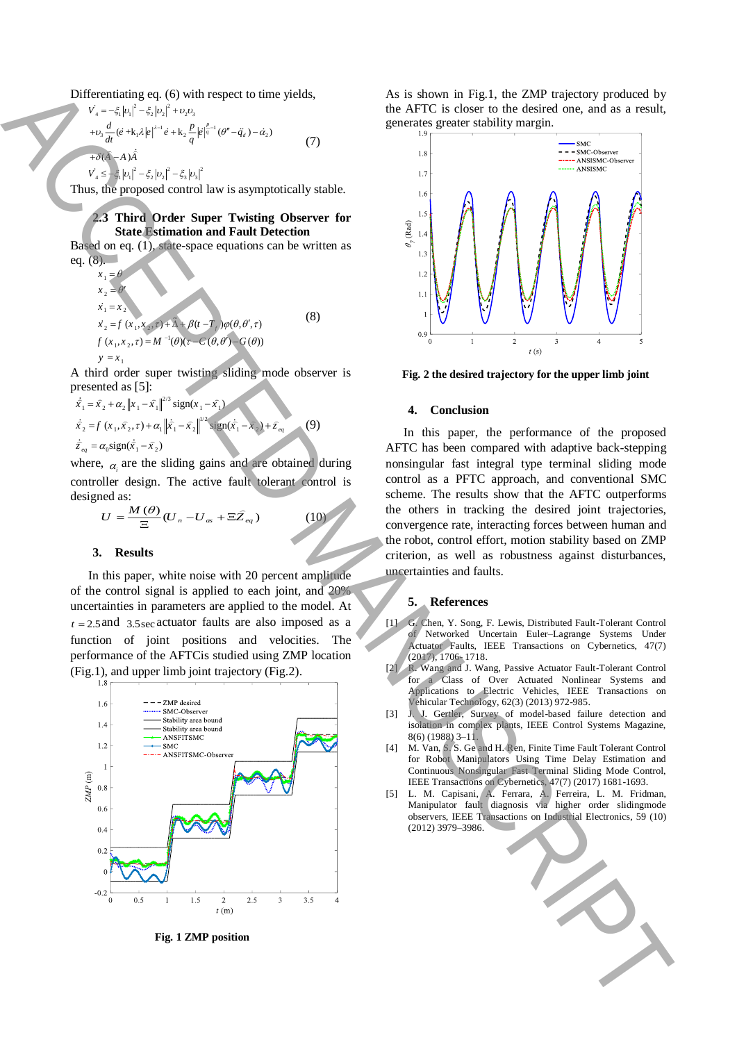Differentiating eq. (6) with respect to time yields,

$$
\begin{aligned}
\dot{V}_4 &= -\xi_1|\upsilon_1|^2 - \xi_2|\upsilon_2|^2 + \upsilon_2\upsilon_3 \\
&+ \upsilon_3 \frac{d}{dt}(\dot{e} + k_1\lambda|e|^{\lambda-1}\dot{e} + k_2\frac{p}{q}|\dot{e}|^{\frac{p}{q}-1}(\theta'' - \ddot{q}_d) - \dot{\alpha}_2) \\
&+ \delta(\hat{A} - A)\dot{\hat{A}} \\
\dot{V}_4 &\le -\xi_1|\upsilon_1|^2 - \xi_2|\upsilon_2|^2 - \xi_3|\upsilon_3|^2
\end{aligned}
\tag{7}
$$

Thus, the proposed control law is asymptotically stable.

### 2.3 Third Order Super Twisting Observer for State Estimation and Fault Detection

Based on eq. (1), state-space equations can be written as eq. (8).

$$
\begin{aligned}
x_1 &= \theta \\
x_2 &= \theta' \\
\dot{x}_1 &= x_2 \\
\dot{x}_2 &= f(x_1, x_2, \tau) + \tilde{\Delta} + \beta(t - T_f)\varphi(\theta, \theta', \tau) \\
f(x_1, x_2, \tau) &= M^{-1}(\theta)(\tau - C(\theta, \theta') - G(\theta)) \\
y &= x_1
\end{aligned}
\tag{8}
$$

A third order super twisting sliding mode observer is presented as [5]:

$$
\begin{aligned}
\dot{\hat{x}}_1 &= \hat{x}_2 + \alpha_2\|x_1 - \hat{x}_1\|^{2/3}\,\mathrm{sign}(x_1 - \hat{x}_1) \\
\dot{\hat{x}}_2 &= f(x_1, \hat{x}_2, \tau) + \alpha_1\|\dot{\hat{x}}_1 - \hat{x}_2\|^{1/2}\mathrm{sign}(\dot{\hat{x}}_1 - \hat{x}_2) + \hat{z}_{eq} \\
\dot{\hat{z}}_{eq} &= \alpha_0\mathrm{sign}(\dot{\hat{x}}_1 - \hat{x}_2)
\end{aligned}
\tag{9}
$$

where, $\alpha_i$ are the sliding gains and are obtained during controller design. The active fault tolerant control is designed as:

$$
U = \frac{M(\theta)}{\Xi}(U_n - U_{as} + \Xi\hat{Z}_{eq}) \tag{10}
$$

## 3. Results

In this paper, white noise with 20 percent amplitude of the control signal is applied to each joint, and 20% uncertainties in parameters are applied to the model. At $t = 2.5$ and $3.5\,\mathrm{sec}$ actuator faults are also imposed as a function of joint positions and velocities. The performance of the AFTCis studied using ZMP location (Fig.1), and upper limb joint trajectory (Fig.2).

ZMP (m)
t (m)
ZMP desired
SMC-Observer
Stability area bound
Stability area bound
ANSFITSMC
SMC
ANSFITSMC-Observer

**Fig. 1 ZMP position**

As is shown in Fig.1, the ZMP trajectory produced by the AFTC is closer to the desired one, and as a result, generates greater stability margin.

$\theta_7$ (Rad)
t (s)
SMC
SMC-Observer
ANSISMC-Observer
ANSISMC

**Fig. 2 the desired trajectory for the upper limb joint**

## 4. Conclusion

In this paper, the performance of the proposed AFTC has been compared with adaptive back-stepping nonsingular fast integral type terminal sliding mode control as a PFTC approach, and conventional SMC scheme. The results show that the AFTC outperforms the others in tracking the desired joint trajectories, convergence rate, interacting forces between human and the robot, control effort, motion stability based on ZMP criterion, as well as robustness against disturbances, uncertainties and faults.

## 5. References

[1] G. Chen, Y. Song, F. Lewis, Distributed Fault-Tolerant Control of Networked Uncertain Euler–Lagrange Systems Under Actuator Faults, IEEE Transactions on Cybernetics, 47(7) (2017), 1706- 1718.

[2] R. Wang and J. Wang, Passive Actuator Fault-Tolerant Control for a Class of Over Actuated Nonlinear Systems and Applications to Electric Vehicles, IEEE Transactions on Vehicular Technology, 62(3) (2013) 972-985.

[3] J. J. Gertler, Survey of model-based failure detection and isolation in complex plants, IEEE Control Systems Magazine, 8(6) (1988) 3–11.

[4] M. Van, S. S. Ge and H. Ren, Finite Time Fault Tolerant Control for Robot Manipulators Using Time Delay Estimation and Continuous Nonsingular Fast Terminal Sliding Mode Control, IEEE Transactions on Cybernetics, 47(7) (2017) 1681-1693.

[5] L. M. Capisani, A. Ferrara, A. Ferreira, L. M. Fridman, Manipulator fault diagnosis via higher order slidingmode observers, IEEE Transactions on Industrial Electronics, 59 (10) (2012) 3979–3986.